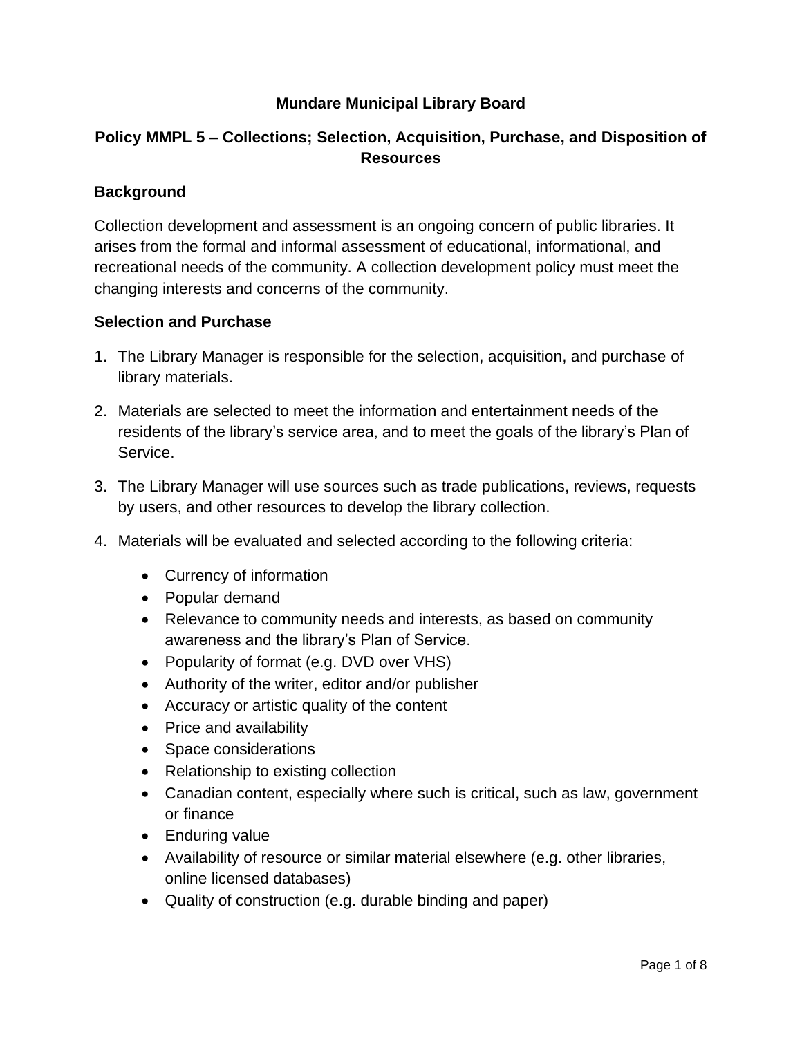**Mundare Municipal Library Board**

# Policy MMPL 5 – Collections; Selection, Acquisition, Purchase, and Disposition of Resources

## Background

Collection development and assessment is an ongoing concern of public libraries. It arises from the formal and informal assessment of educational, informational, and recreational needs of the community. A collection development policy must meet the changing interests and concerns of the community.

## Selection and Purchase

1. The Library Manager is responsible for the selection, acquisition, and purchase of library materials.

2. Materials are selected to meet the information and entertainment needs of the residents of the library's service area, and to meet the goals of the library's Plan of Service.

3. The Library Manager will use sources such as trade publications, reviews, requests by users, and other resources to develop the library collection.

4. Materials will be evaluated and selected according to the following criteria:

   - Currency of information
   - Popular demand
   - Relevance to community needs and interests, as based on community awareness and the library's Plan of Service.
   - Popularity of format (e.g. DVD over VHS)
   - Authority of the writer, editor and/or publisher
   - Accuracy or artistic quality of the content
   - Price and availability
   - Space considerations
   - Relationship to existing collection
   - Canadian content, especially where such is critical, such as law, government or finance
   - Enduring value
   - Availability of resource or similar material elsewhere (e.g. other libraries, online licensed databases)
   - Quality of construction (e.g. durable binding and paper)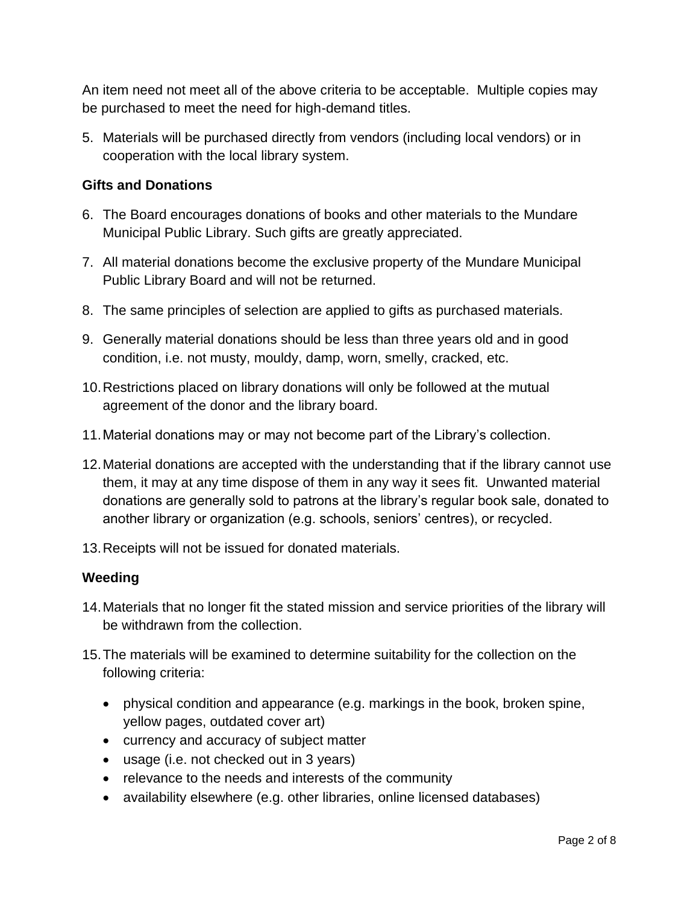An item need not meet all of the above criteria to be acceptable. Multiple copies may be purchased to meet the need for high-demand titles.

5. Materials will be purchased directly from vendors (including local vendors) or in cooperation with the local library system.

**Gifts and Donations**

6. The Board encourages donations of books and other materials to the Mundare Municipal Public Library. Such gifts are greatly appreciated.
7. All material donations become the exclusive property of the Mundare Municipal Public Library Board and will not be returned.
8. The same principles of selection are applied to gifts as purchased materials.
9. Generally material donations should be less than three years old and in good condition, i.e. not musty, mouldy, damp, worn, smelly, cracked, etc.
10. Restrictions placed on library donations will only be followed at the mutual agreement of the donor and the library board.
11. Material donations may or may not become part of the Library's collection.
12. Material donations are accepted with the understanding that if the library cannot use them, it may at any time dispose of them in any way it sees fit. Unwanted material donations are generally sold to patrons at the library's regular book sale, donated to another library or organization (e.g. schools, seniors' centres), or recycled.
13. Receipts will not be issued for donated materials.

**Weeding**

14. Materials that no longer fit the stated mission and service priorities of the library will be withdrawn from the collection.
15. The materials will be examined to determine suitability for the collection on the following criteria:
    - physical condition and appearance (e.g. markings in the book, broken spine, yellow pages, outdated cover art)
    - currency and accuracy of subject matter
    - usage (i.e. not checked out in 3 years)
    - relevance to the needs and interests of the community
    - availability elsewhere (e.g. other libraries, online licensed databases)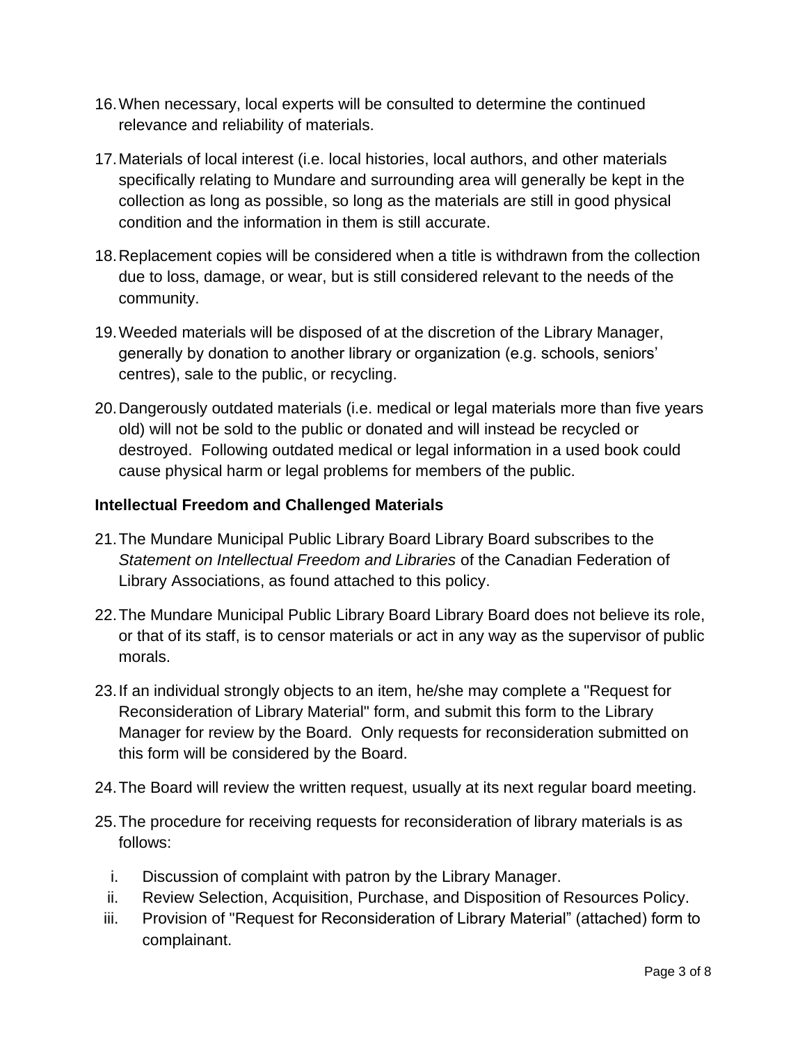16. When necessary, local experts will be consulted to determine the continued relevance and reliability of materials.

17. Materials of local interest (i.e. local histories, local authors, and other materials specifically relating to Mundare and surrounding area will generally be kept in the collection as long as possible, so long as the materials are still in good physical condition and the information in them is still accurate.

18. Replacement copies will be considered when a title is withdrawn from the collection due to loss, damage, or wear, but is still considered relevant to the needs of the community.

19. Weeded materials will be disposed of at the discretion of the Library Manager, generally by donation to another library or organization (e.g. schools, seniors' centres), sale to the public, or recycling.

20. Dangerously outdated materials (i.e. medical or legal materials more than five years old) will not be sold to the public or donated and will instead be recycled or destroyed. Following outdated medical or legal information in a used book could cause physical harm or legal problems for members of the public.

### Intellectual Freedom and Challenged Materials

21. The Mundare Municipal Public Library Board Library Board subscribes to the *Statement on Intellectual Freedom and Libraries* of the Canadian Federation of Library Associations, as found attached to this policy.

22. The Mundare Municipal Public Library Board Library Board does not believe its role, or that of its staff, is to censor materials or act in any way as the supervisor of public morals.

23. If an individual strongly objects to an item, he/she may complete a "Request for Reconsideration of Library Material" form, and submit this form to the Library Manager for review by the Board. Only requests for reconsideration submitted on this form will be considered by the Board.

24. The Board will review the written request, usually at its next regular board meeting.

25. The procedure for receiving requests for reconsideration of library materials is as follows:

    i. Discussion of complaint with patron by the Library Manager.
    ii. Review Selection, Acquisition, Purchase, and Disposition of Resources Policy.
    iii. Provision of "Request for Reconsideration of Library Material" (attached) form to complainant.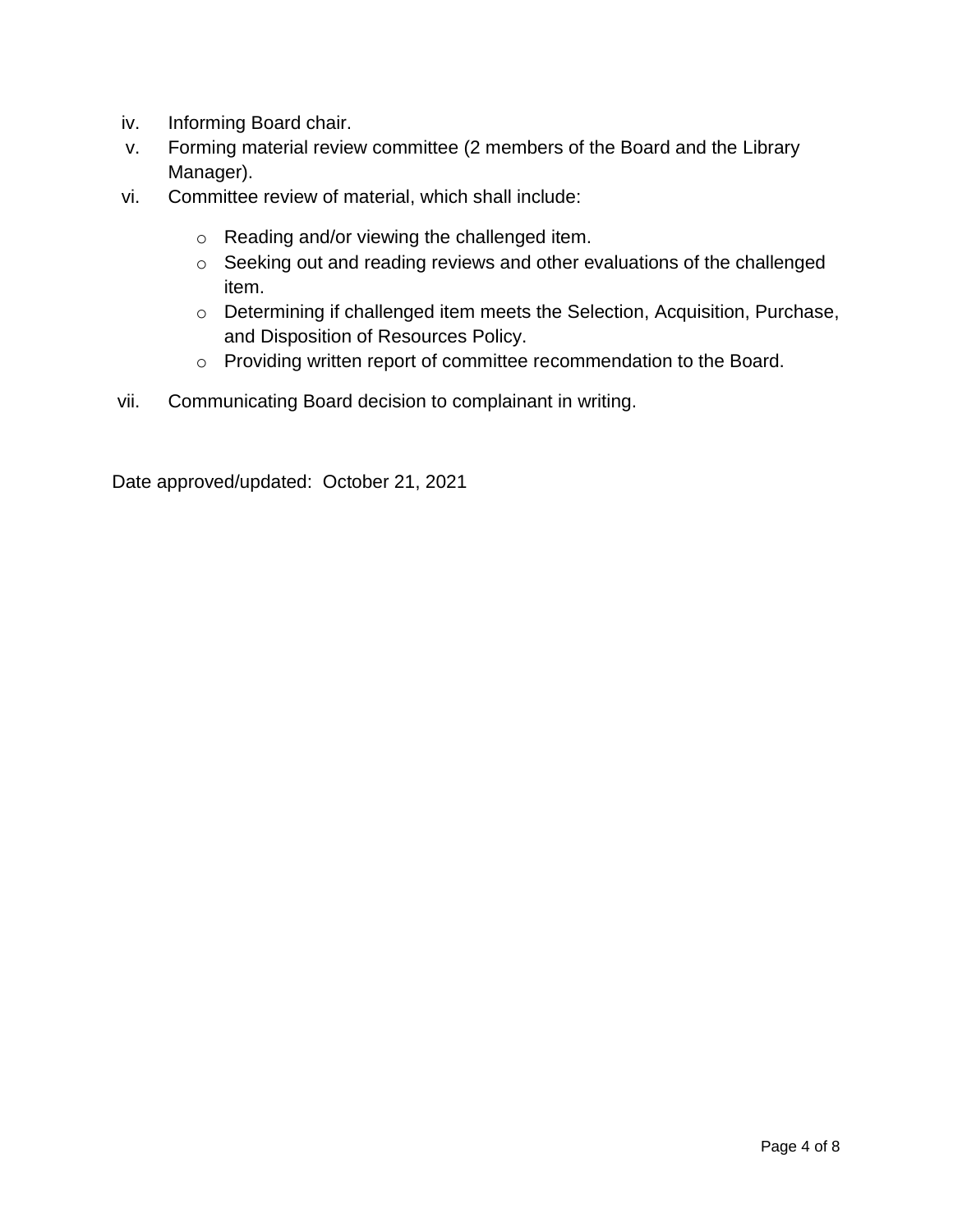iv. Informing Board chair.

v. Forming material review committee (2 members of the Board and the Library Manager).

vi. Committee review of material, which shall include:

  - Reading and/or viewing the challenged item.
  - Seeking out and reading reviews and other evaluations of the challenged item.
  - Determining if challenged item meets the Selection, Acquisition, Purchase, and Disposition of Resources Policy.
  - Providing written report of committee recommendation to the Board.

vii. Communicating Board decision to complainant in writing.

Date approved/updated: October 21, 2021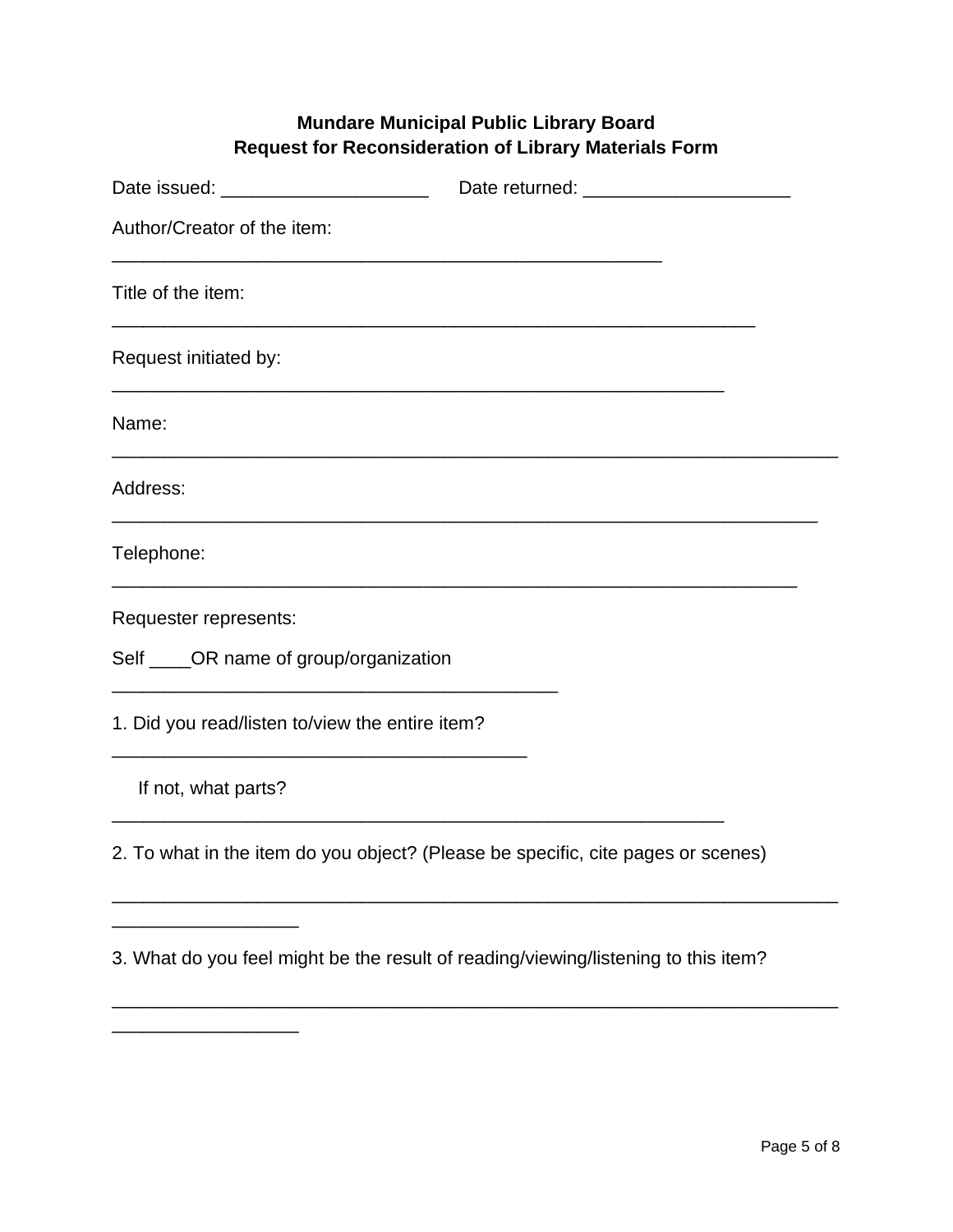**Mundare Municipal Public Library Board**
**Request for Reconsideration of Library Materials Form**

Date issued: ____________________ Date returned: ____________________

Author/Creator of the item:

______________________________________________________

Title of the item:

_______________________________________________________________

Request initiated by:

____________________________________________________________

Name:

_______________________________________________________________________

Address:

_____________________________________________________________________

Telephone:

___________________________________________________________________

Requester represents:

Self ____OR name of group/organization

____________________________________________

1. Did you read/listen to/view the entire item?

_________________________________________

If not, what parts?

____________________________________________________________

2. To what in the item do you object? (Please be specific, cite pages or scenes)

_______________________________________________________________________

__________________

3. What do you feel might be the result of reading/viewing/listening to this item?

_______________________________________________________________________

__________________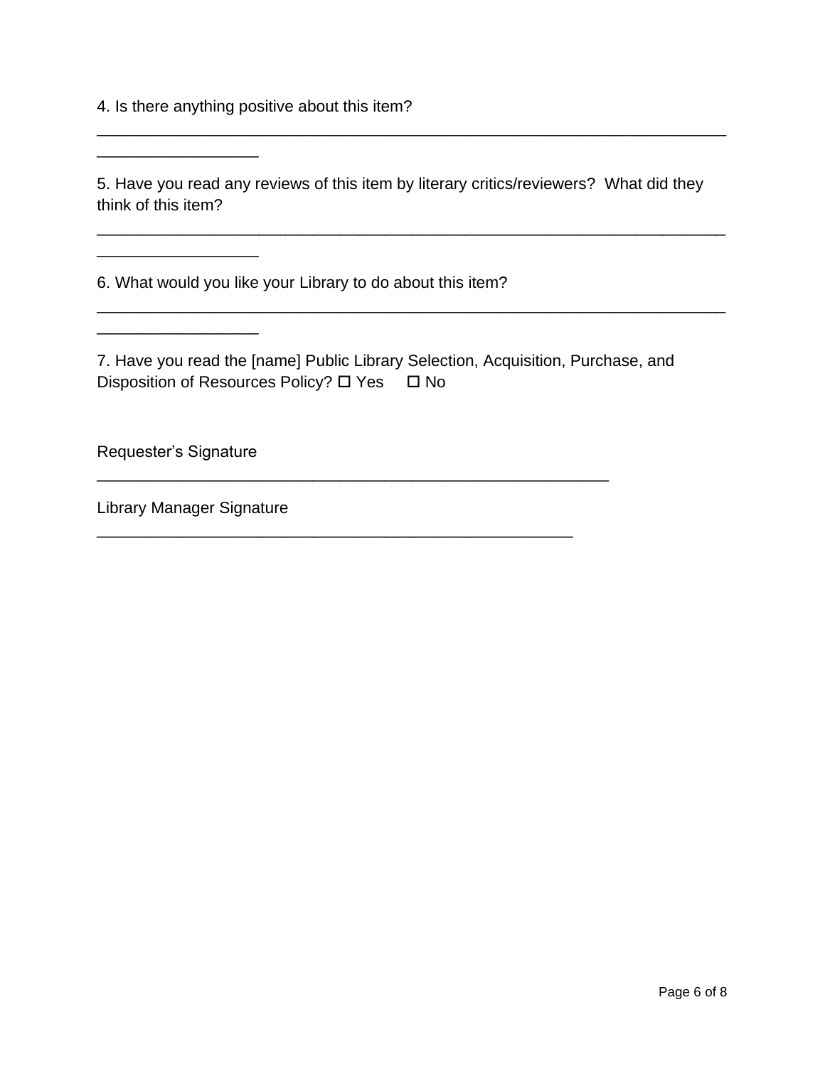4. Is there anything positive about this item?

_______________________________________________________________________
_________________

5. Have you read any reviews of this item by literary critics/reviewers?  What did they think of this item?

_______________________________________________________________________
_________________

6. What would you like your Library to do about this item?

_______________________________________________________________________
_________________

7. Have you read the [name] Public Library Selection, Acquisition, Purchase, and Disposition of Resources Policy? ☐ Yes ☐ No

Requester's Signature
_________________________________________________________

Library Manager Signature
_____________________________________________________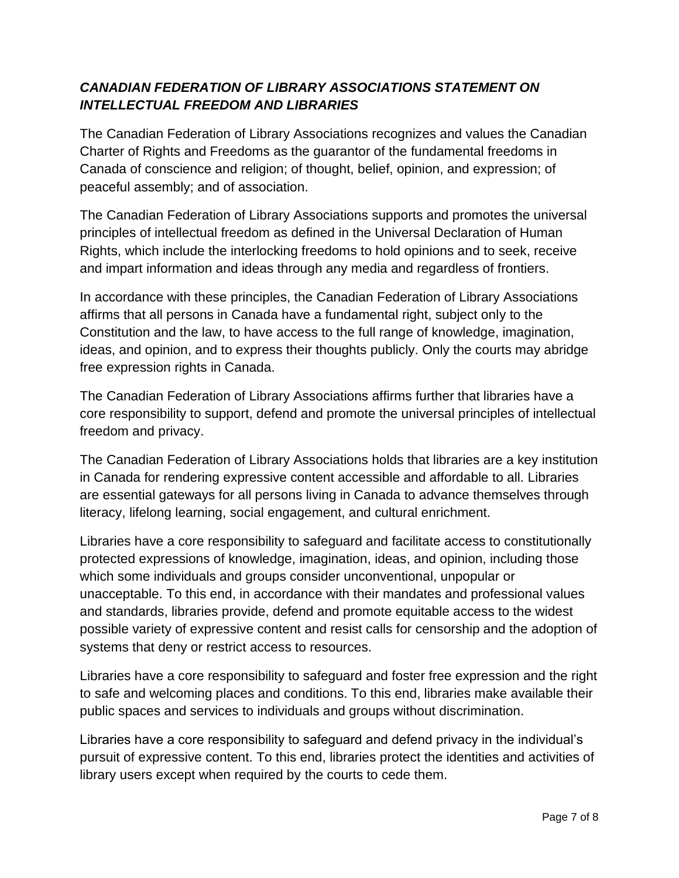## *CANADIAN FEDERATION OF LIBRARY ASSOCIATIONS STATEMENT ON INTELLECTUAL FREEDOM AND LIBRARIES*

The Canadian Federation of Library Associations recognizes and values the Canadian Charter of Rights and Freedoms as the guarantor of the fundamental freedoms in Canada of conscience and religion; of thought, belief, opinion, and expression; of peaceful assembly; and of association.

The Canadian Federation of Library Associations supports and promotes the universal principles of intellectual freedom as defined in the Universal Declaration of Human Rights, which include the interlocking freedoms to hold opinions and to seek, receive and impart information and ideas through any media and regardless of frontiers.

In accordance with these principles, the Canadian Federation of Library Associations affirms that all persons in Canada have a fundamental right, subject only to the Constitution and the law, to have access to the full range of knowledge, imagination, ideas, and opinion, and to express their thoughts publicly. Only the courts may abridge free expression rights in Canada.

The Canadian Federation of Library Associations affirms further that libraries have a core responsibility to support, defend and promote the universal principles of intellectual freedom and privacy.

The Canadian Federation of Library Associations holds that libraries are a key institution in Canada for rendering expressive content accessible and affordable to all. Libraries are essential gateways for all persons living in Canada to advance themselves through literacy, lifelong learning, social engagement, and cultural enrichment.

Libraries have a core responsibility to safeguard and facilitate access to constitutionally protected expressions of knowledge, imagination, ideas, and opinion, including those which some individuals and groups consider unconventional, unpopular or unacceptable. To this end, in accordance with their mandates and professional values and standards, libraries provide, defend and promote equitable access to the widest possible variety of expressive content and resist calls for censorship and the adoption of systems that deny or restrict access to resources.

Libraries have a core responsibility to safeguard and foster free expression and the right to safe and welcoming places and conditions. To this end, libraries make available their public spaces and services to individuals and groups without discrimination.

Libraries have a core responsibility to safeguard and defend privacy in the individual's pursuit of expressive content. To this end, libraries protect the identities and activities of library users except when required by the courts to cede them.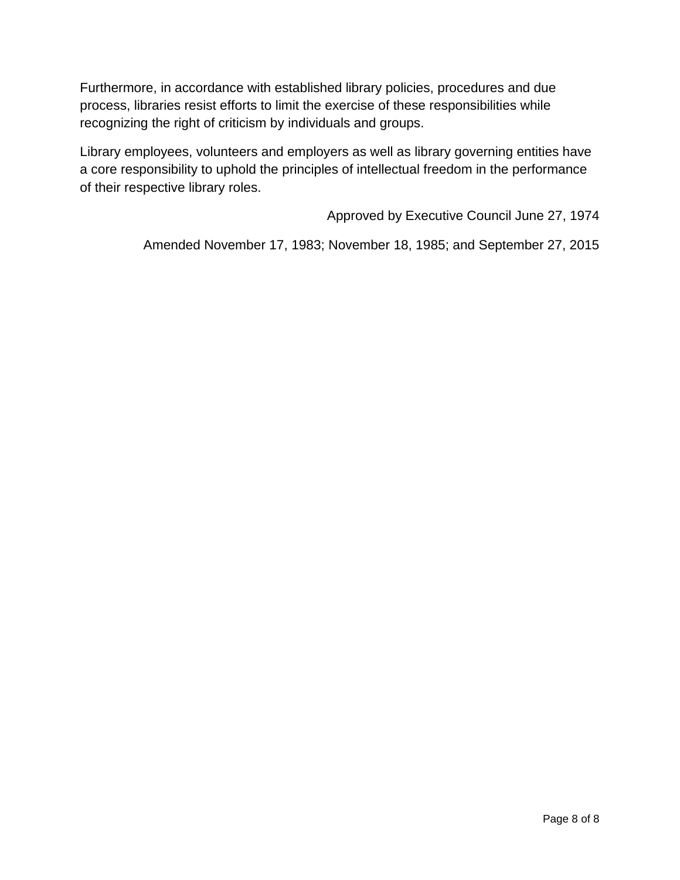Furthermore, in accordance with established library policies, procedures and due process, libraries resist efforts to limit the exercise of these responsibilities while recognizing the right of criticism by individuals and groups.

Library employees, volunteers and employers as well as library governing entities have a core responsibility to uphold the principles of intellectual freedom in the performance of their respective library roles.

Approved by Executive Council June 27, 1974

Amended November 17, 1983; November 18, 1985; and September 27, 2015